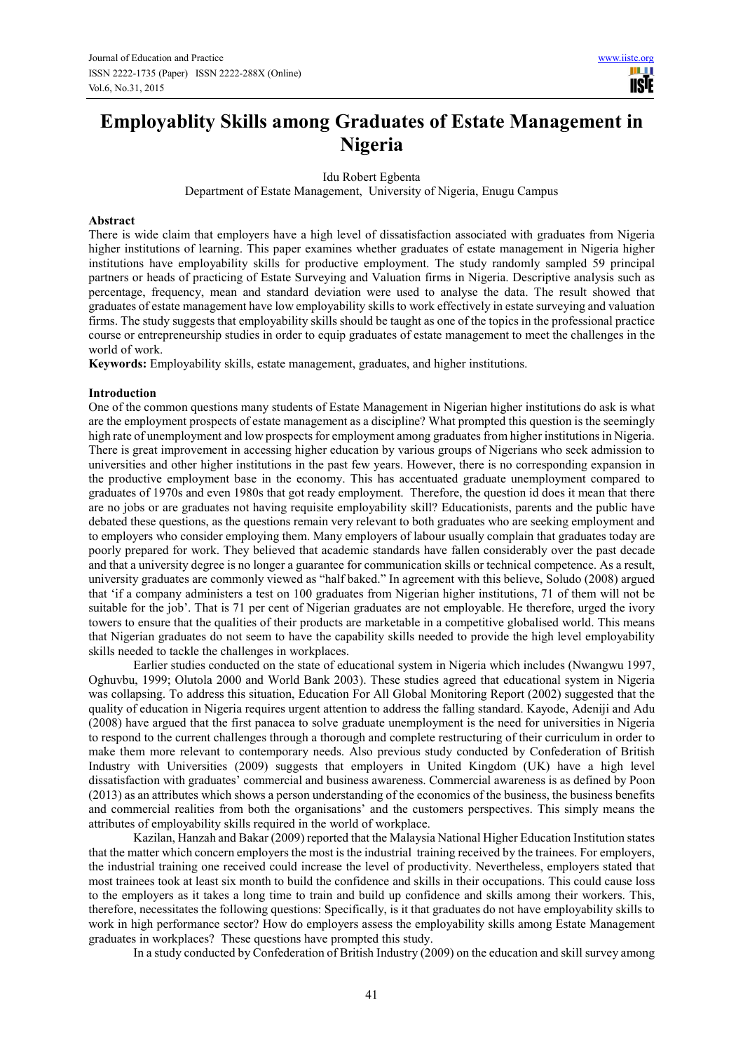# Employablity Skills among Graduates of Estate Management in Nigeria

Idu Robert Egbenta

Department of Estate Management, University of Nigeria, Enugu Campus

**Abstract**

There is wide claim that employers have a high level of dissatisfaction associated with graduates from Nigeria higher institutions of learning. This paper examines whether graduates of estate management in Nigeria higher institutions have employability skills for productive employment. The study randomly sampled 59 principal partners or heads of practicing of Estate Surveying and Valuation firms in Nigeria. Descriptive analysis such as percentage, frequency, mean and standard deviation were used to analyse the data. The result showed that graduates of estate management have low employability skills to work effectively in estate surveying and valuation firms. The study suggests that employability skills should be taught as one of the topics in the professional practice course or entrepreneurship studies in order to equip graduates of estate management to meet the challenges in the world of work.

**Keywords:** Employability skills, estate management, graduates, and higher institutions.

## Introduction

One of the common questions many students of Estate Management in Nigerian higher institutions do ask is what are the employment prospects of estate management as a discipline? What prompted this question is the seemingly high rate of unemployment and low prospects for employment among graduates from higher institutions in Nigeria. There is great improvement in accessing higher education by various groups of Nigerians who seek admission to universities and other higher institutions in the past few years. However, there is no corresponding expansion in the productive employment base in the economy. This has accentuated graduate unemployment compared to graduates of 1970s and even 1980s that got ready employment. Therefore, the question id does it mean that there are no jobs or are graduates not having requisite employability skill? Educationists, parents and the public have debated these questions, as the questions remain very relevant to both graduates who are seeking employment and to employers who consider employing them. Many employers of labour usually complain that graduates today are poorly prepared for work. They believed that academic standards have fallen considerably over the past decade and that a university degree is no longer a guarantee for communication skills or technical competence. As a result, university graduates are commonly viewed as "half baked." In agreement with this believe, Soludo (2008) argued that 'if a company administers a test on 100 graduates from Nigerian higher institutions, 71 of them will not be suitable for the job'. That is 71 per cent of Nigerian graduates are not employable. He therefore, urged the ivory towers to ensure that the qualities of their products are marketable in a competitive globalised world. This means that Nigerian graduates do not seem to have the capability skills needed to provide the high level employability skills needed to tackle the challenges in workplaces.

Earlier studies conducted on the state of educational system in Nigeria which includes (Nwangwu 1997, Oghuvbu, 1999; Olutola 2000 and World Bank 2003). These studies agreed that educational system in Nigeria was collapsing. To address this situation, Education For All Global Monitoring Report (2002) suggested that the quality of education in Nigeria requires urgent attention to address the falling standard. Kayode, Adeniji and Adu (2008) have argued that the first panacea to solve graduate unemployment is the need for universities in Nigeria to respond to the current challenges through a thorough and complete restructuring of their curriculum in order to make them more relevant to contemporary needs. Also previous study conducted by Confederation of British Industry with Universities (2009) suggests that employers in United Kingdom (UK) have a high level dissatisfaction with graduates' commercial and business awareness. Commercial awareness is as defined by Poon (2013) as an attributes which shows a person understanding of the economics of the business, the business benefits and commercial realities from both the organisations' and the customers perspectives. This simply means the attributes of employability skills required in the world of workplace.

Kazilan, Hanzah and Bakar (2009) reported that the Malaysia National Higher Education Institution states that the matter which concern employers the most is the industrial training received by the trainees. For employers, the industrial training one received could increase the level of productivity. Nevertheless, employers stated that most trainees took at least six month to build the confidence and skills in their occupations. This could cause loss to the employers as it takes a long time to train and build up confidence and skills among their workers. This, therefore, necessitates the following questions: Specifically, is it that graduates do not have employability skills to work in high performance sector? How do employers assess the employability skills among Estate Management graduates in workplaces? These questions have prompted this study.

In a study conducted by Confederation of British Industry (2009) on the education and skill survey among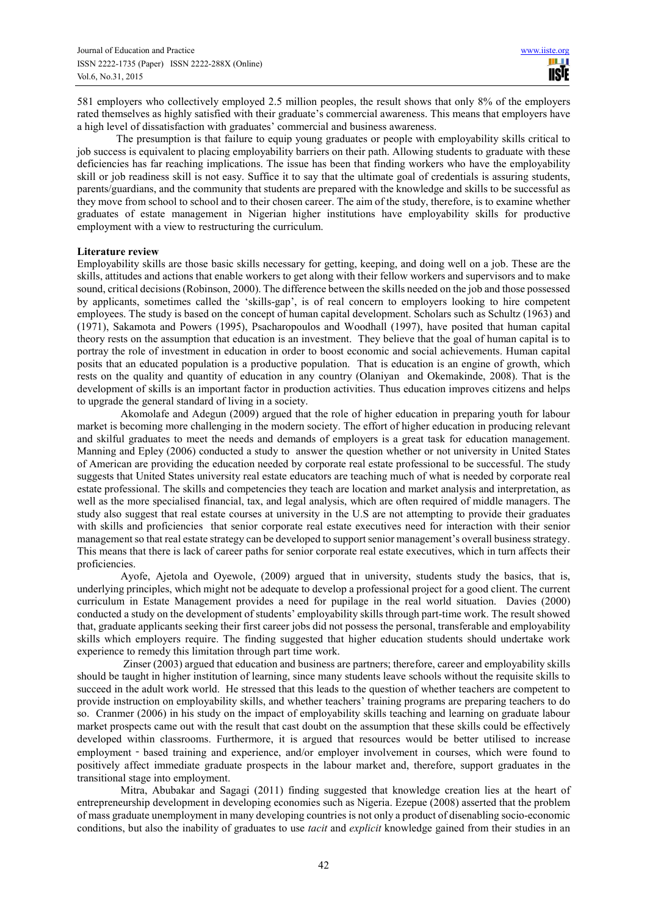581 employers who collectively employed 2.5 million peoples, the result shows that only 8% of the employers rated themselves as highly satisfied with their graduate's commercial awareness. This means that employers have a high level of dissatisfaction with graduates' commercial and business awareness.

The presumption is that failure to equip young graduates or people with employability skills critical to job success is equivalent to placing employability barriers on their path. Allowing students to graduate with these deficiencies has far reaching implications. The issue has been that finding workers who have the employability skill or job readiness skill is not easy. Suffice it to say that the ultimate goal of credentials is assuring students, parents/guardians, and the community that students are prepared with the knowledge and skills to be successful as they move from school to school and to their chosen career. The aim of the study, therefore, is to examine whether graduates of estate management in Nigerian higher institutions have employability skills for productive employment with a view to restructuring the curriculum.

**Literature review**

Employability skills are those basic skills necessary for getting, keeping, and doing well on a job. These are the skills, attitudes and actions that enable workers to get along with their fellow workers and supervisors and to make sound, critical decisions (Robinson, 2000). The difference between the skills needed on the job and those possessed by applicants, sometimes called the 'skills-gap', is of real concern to employers looking to hire competent employees. The study is based on the concept of human capital development. Scholars such as Schultz (1963) and (1971), Sakamota and Powers (1995), Psacharopoulos and Woodhall (1997), have posited that human capital theory rests on the assumption that education is an investment. They believe that the goal of human capital is to portray the role of investment in education in order to boost economic and social achievements. Human capital posits that an educated population is a productive population. That is education is an engine of growth, which rests on the quality and quantity of education in any country (Olaniyan and Okemakinde, 2008). That is the development of skills is an important factor in production activities. Thus education improves citizens and helps to upgrade the general standard of living in a society.

Akomolafe and Adegun (2009) argued that the role of higher education in preparing youth for labour market is becoming more challenging in the modern society. The effort of higher education in producing relevant and skilful graduates to meet the needs and demands of employers is a great task for education management. Manning and Epley (2006) conducted a study to answer the question whether or not university in United States of American are providing the education needed by corporate real estate professional to be successful. The study suggests that United States university real estate educators are teaching much of what is needed by corporate real estate professional. The skills and competencies they teach are location and market analysis and interpretation, as well as the more specialised financial, tax, and legal analysis, which are often required of middle managers. The study also suggest that real estate courses at university in the U.S are not attempting to provide their graduates with skills and proficiencies that senior corporate real estate executives need for interaction with their senior management so that real estate strategy can be developed to support senior management's overall business strategy. This means that there is lack of career paths for senior corporate real estate executives, which in turn affects their proficiencies.

Ayofe, Ajetola and Oyewole, (2009) argued that in university, students study the basics, that is, underlying principles, which might not be adequate to develop a professional project for a good client. The current curriculum in Estate Management provides a need for pupilage in the real world situation. Davies (2000) conducted a study on the development of students' employability skills through part-time work. The result showed that, graduate applicants seeking their first career jobs did not possess the personal, transferable and employability skills which employers require. The finding suggested that higher education students should undertake work experience to remedy this limitation through part time work.

Zinser (2003) argued that education and business are partners; therefore, career and employability skills should be taught in higher institution of learning, since many students leave schools without the requisite skills to succeed in the adult work world. He stressed that this leads to the question of whether teachers are competent to provide instruction on employability skills, and whether teachers' training programs are preparing teachers to do so. Cranmer (2006) in his study on the impact of employability skills teaching and learning on graduate labour market prospects came out with the result that cast doubt on the assumption that these skills could be effectively developed within classrooms. Furthermore, it is argued that resources would be better utilised to increase employment‐based training and experience, and/or employer involvement in courses, which were found to positively affect immediate graduate prospects in the labour market and, therefore, support graduates in the transitional stage into employment.

Mitra, Abubakar and Sagagi (2011) finding suggested that knowledge creation lies at the heart of entrepreneurship development in developing economies such as Nigeria. Ezepue (2008) asserted that the problem of mass graduate unemployment in many developing countries is not only a product of disenabling socio-economic conditions, but also the inability of graduates to use *tacit* and *explicit* knowledge gained from their studies in an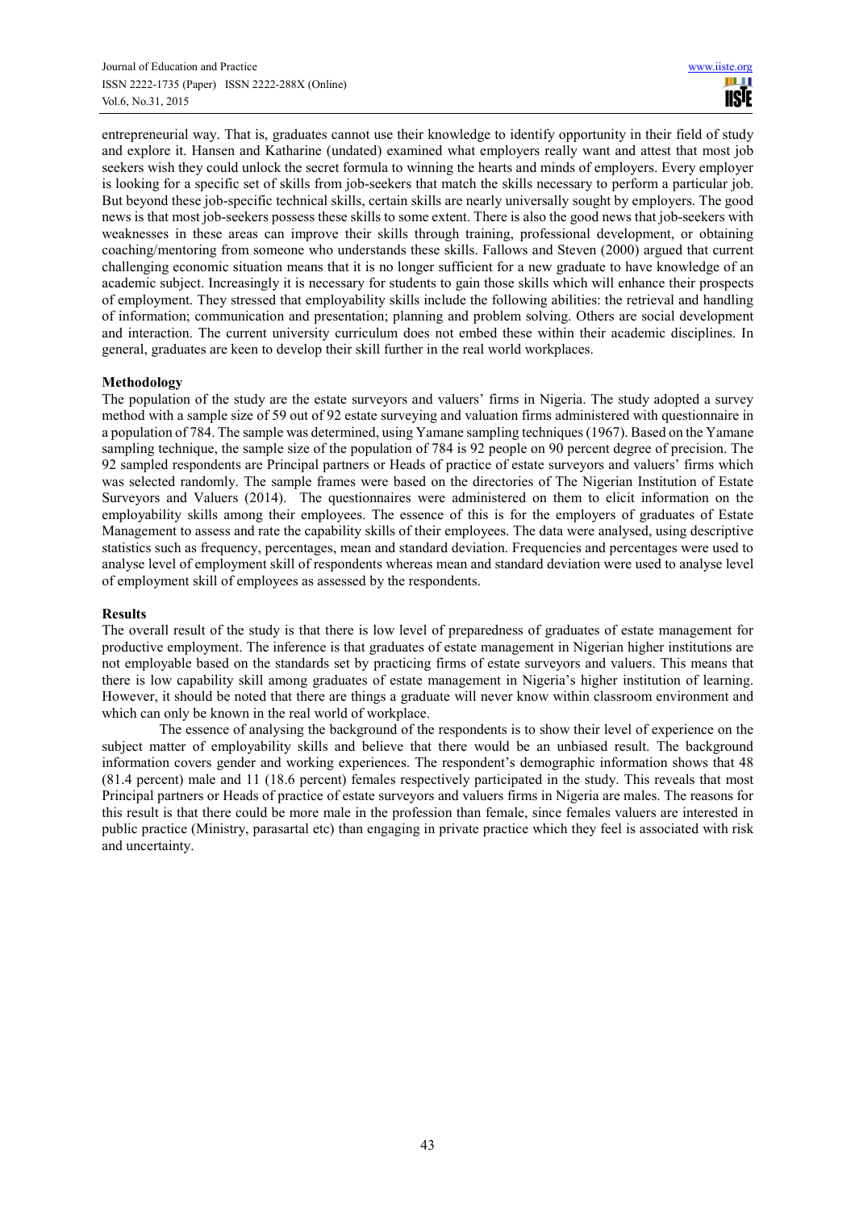entrepreneurial way. That is, graduates cannot use their knowledge to identify opportunity in their field of study and explore it. Hansen and Katharine (undated) examined what employers really want and attest that most job seekers wish they could unlock the secret formula to winning the hearts and minds of employers. Every employer is looking for a specific set of skills from job-seekers that match the skills necessary to perform a particular job. But beyond these job-specific technical skills, certain skills are nearly universally sought by employers. The good news is that most job-seekers possess these skills to some extent. There is also the good news that job-seekers with weaknesses in these areas can improve their skills through training, professional development, or obtaining coaching/mentoring from someone who understands these skills. Fallows and Steven (2000) argued that current challenging economic situation means that it is no longer sufficient for a new graduate to have knowledge of an academic subject. Increasingly it is necessary for students to gain those skills which will enhance their prospects of employment. They stressed that employability skills include the following abilities: the retrieval and handling of information; communication and presentation; planning and problem solving. Others are social development and interaction. The current university curriculum does not embed these within their academic disciplines. In general, graduates are keen to develop their skill further in the real world workplaces.

**Methodology**

The population of the study are the estate surveyors and valuers' firms in Nigeria. The study adopted a survey method with a sample size of 59 out of 92 estate surveying and valuation firms administered with questionnaire in a population of 784. The sample was determined, using Yamane sampling techniques (1967). Based on the Yamane sampling technique, the sample size of the population of 784 is 92 people on 90 percent degree of precision. The 92 sampled respondents are Principal partners or Heads of practice of estate surveyors and valuers' firms which was selected randomly. The sample frames were based on the directories of The Nigerian Institution of Estate Surveyors and Valuers (2014). The questionnaires were administered on them to elicit information on the employability skills among their employees. The essence of this is for the employers of graduates of Estate Management to assess and rate the capability skills of their employees. The data were analysed, using descriptive statistics such as frequency, percentages, mean and standard deviation. Frequencies and percentages were used to analyse level of employment skill of respondents whereas mean and standard deviation were used to analyse level of employment skill of employees as assessed by the respondents.

**Results**

The overall result of the study is that there is low level of preparedness of graduates of estate management for productive employment. The inference is that graduates of estate management in Nigerian higher institutions are not employable based on the standards set by practicing firms of estate surveyors and valuers. This means that there is low capability skill among graduates of estate management in Nigeria's higher institution of learning. However, it should be noted that there are things a graduate will never know within classroom environment and which can only be known in the real world of workplace.

The essence of analysing the background of the respondents is to show their level of experience on the subject matter of employability skills and believe that there would be an unbiased result. The background information covers gender and working experiences. The respondent's demographic information shows that 48 (81.4 percent) male and 11 (18.6 percent) females respectively participated in the study. This reveals that most Principal partners or Heads of practice of estate surveyors and valuers firms in Nigeria are males. The reasons for this result is that there could be more male in the profession than female, since females valuers are interested in public practice (Ministry, parasartal etc) than engaging in private practice which they feel is associated with risk and uncertainty.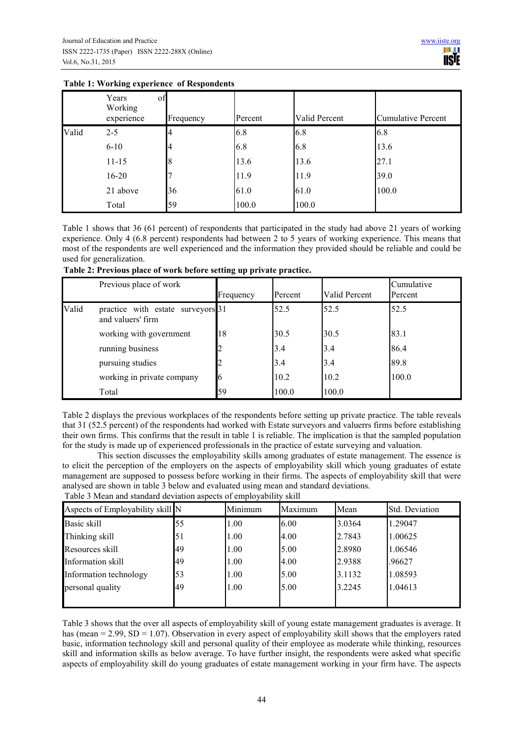**Table 1: Working experience of Respondents**

| | Years of Working experience | Frequency | Percent | Valid Percent | Cumulative Percent |
|---|---|---|---|---|---|
| Valid | 2-5 | 4 | 6.8 | 6.8 | 6.8 |
| | 6-10 | 4 | 6.8 | 6.8 | 13.6 |
| | 11-15 | 8 | 13.6 | 13.6 | 27.1 |
| | 16-20 | 7 | 11.9 | 11.9 | 39.0 |
| | 21 above | 36 | 61.0 | 61.0 | 100.0 |
| | Total | 59 | 100.0 | 100.0 | |

Table 1 shows that 36 (61 percent) of respondents that participated in the study had above 21 years of working experience. Only 4 (6.8 percent) respondents had between 2 to 5 years of working experience. This means that most of the respondents are well experienced and the information they provided should be reliable and could be used for generalization.

**Table 2: Previous place of work before setting up private practice.**

| | Previous place of work | Frequency | Percent | Valid Percent | Cumulative Percent |
|---|---|---|---|---|---|
| Valid | practice with estate surveyors and valuers' firm | 31 | 52.5 | 52.5 | 52.5 |
| | working with government | 18 | 30.5 | 30.5 | 83.1 |
| | running business | 2 | 3.4 | 3.4 | 86.4 |
| | pursuing studies | 2 | 3.4 | 3.4 | 89.8 |
| | working in private company | 6 | 10.2 | 10.2 | 100.0 |
| | Total | 59 | 100.0 | 100.0 | |

Table 2 displays the previous workplaces of the respondents before setting up private practice. The table reveals that 31 (52.5 percent) of the respondents had worked with Estate surveyors and valuerrs firms before establishing their own firms. This confirms that the result in table 1 is reliable. The implication is that the sampled population for the study is made up of experienced professionals in the practice of estate surveying and valuation.

This section discusses the employability skills among graduates of estate management. The essence is to elicit the perception of the employers on the aspects of employability skill which young graduates of estate management are supposed to possess before working in their firms. The aspects of employability skill that were analysed are shown in table 3 below and evaluated using mean and standard deviations.

Table 3 Mean and standard deviation aspects of employability skill

| Aspects of Employability skill | N | Minimum | Maximum | Mean | Std. Deviation |
|---|---|---|---|---|---|
| Basic skill | 55 | 1.00 | 6.00 | 3.0364 | 1.29047 |
| Thinking skill | 51 | 1.00 | 4.00 | 2.7843 | 1.00625 |
| Resources skill | 49 | 1.00 | 5.00 | 2.8980 | 1.06546 |
| Information skill | 49 | 1.00 | 4.00 | 2.9388 | .96627 |
| Information technology | 53 | 1.00 | 5.00 | 3.1132 | 1.08593 |
| personal quality | 49 | 1.00 | 5.00 | 3.2245 | 1.04613 |

Table 3 shows that the over all aspects of employability skill of young estate management graduates is average. It has (mean = 2.99, SD = 1.07). Observation in every aspect of employability skill shows that the employers rated basic, information technology skill and personal quality of their employee as moderate while thinking, resources skill and information skills as below average. To have further insight, the respondents were asked what specific aspects of employability skill do young graduates of estate management working in your firm have. The aspects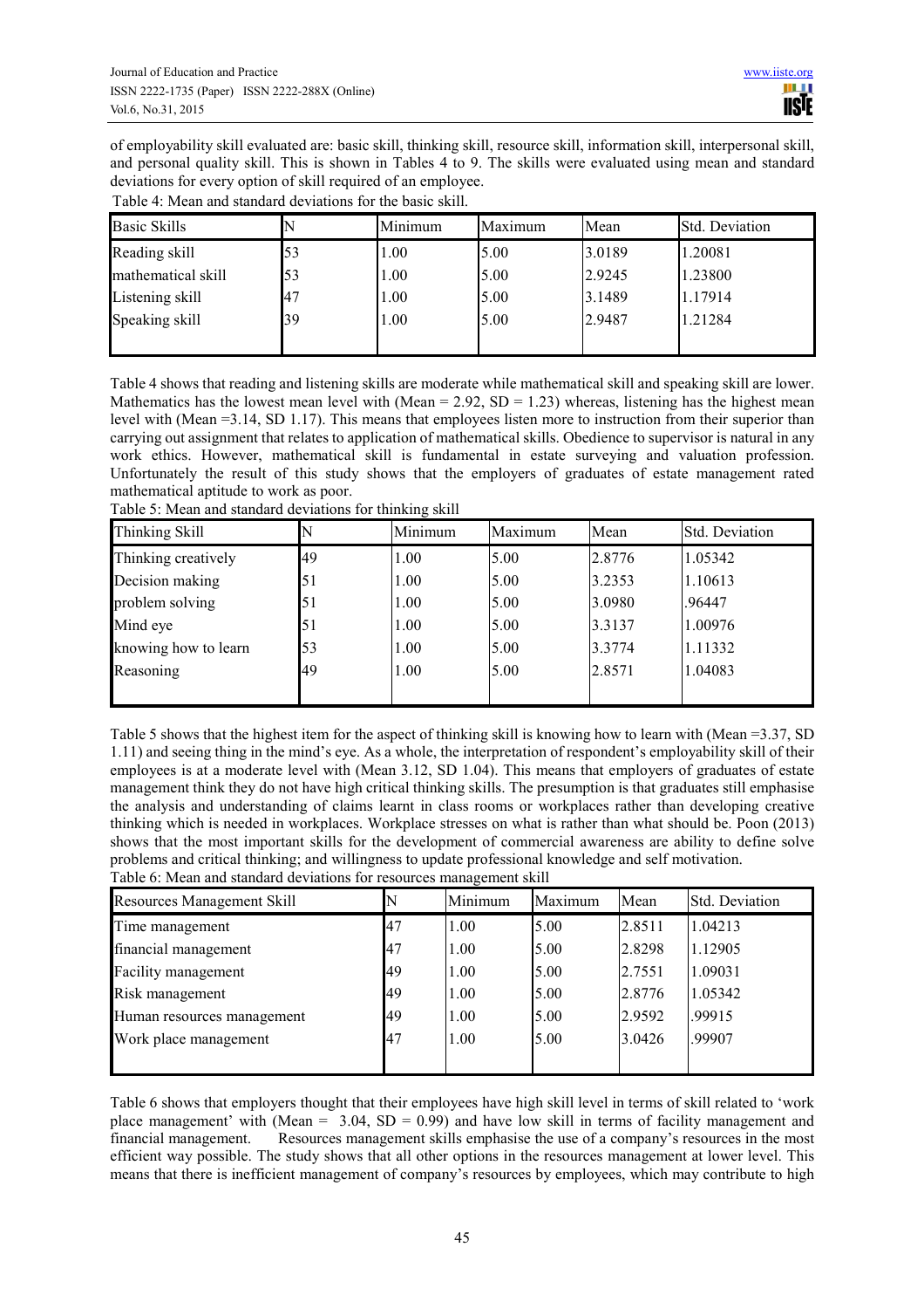of employability skill evaluated are: basic skill, thinking skill, resource skill, information skill, interpersonal skill, and personal quality skill. This is shown in Tables 4 to 9. The skills were evaluated using mean and standard deviations for every option of skill required of an employee.

Table 4: Mean and standard deviations for the basic skill.

| Basic Skills | N | Minimum | Maximum | Mean | Std. Deviation |
|---|---|---|---|---|---|
| Reading skill | 53 | 1.00 | 5.00 | 3.0189 | 1.20081 |
| mathematical skill | 53 | 1.00 | 5.00 | 2.9245 | 1.23800 |
| Listening skill | 47 | 1.00 | 5.00 | 3.1489 | 1.17914 |
| Speaking skill | 39 | 1.00 | 5.00 | 2.9487 | 1.21284 |

Table 4 shows that reading and listening skills are moderate while mathematical skill and speaking skill are lower. Mathematics has the lowest mean level with (Mean = 2.92, SD = 1.23) whereas, listening has the highest mean level with (Mean =3.14, SD 1.17). This means that employees listen more to instruction from their superior than carrying out assignment that relates to application of mathematical skills. Obedience to supervisor is natural in any work ethics. However, mathematical skill is fundamental in estate surveying and valuation profession. Unfortunately the result of this study shows that the employers of graduates of estate management rated mathematical aptitude to work as poor.

Table 5: Mean and standard deviations for thinking skill

| Thinking Skill | N | Minimum | Maximum | Mean | Std. Deviation |
|---|---|---|---|---|---|
| Thinking creatively | 49 | 1.00 | 5.00 | 2.8776 | 1.05342 |
| Decision making | 51 | 1.00 | 5.00 | 3.2353 | 1.10613 |
| problem solving | 51 | 1.00 | 5.00 | 3.0980 | .96447 |
| Mind eye | 51 | 1.00 | 5.00 | 3.3137 | 1.00976 |
| knowing how to learn | 53 | 1.00 | 5.00 | 3.3774 | 1.11332 |
| Reasoning | 49 | 1.00 | 5.00 | 2.8571 | 1.04083 |

Table 5 shows that the highest item for the aspect of thinking skill is knowing how to learn with (Mean =3.37, SD 1.11) and seeing thing in the mind's eye. As a whole, the interpretation of respondent's employability skill of their employees is at a moderate level with (Mean 3.12, SD 1.04). This means that employers of graduates of estate management think they do not have high critical thinking skills. The presumption is that graduates still emphasise the analysis and understanding of claims learnt in class rooms or workplaces rather than developing creative thinking which is needed in workplaces. Workplace stresses on what is rather than what should be. Poon (2013) shows that the most important skills for the development of commercial awareness are ability to define solve problems and critical thinking; and willingness to update professional knowledge and self motivation.

Table 6: Mean and standard deviations for resources management skill

| Resources Management Skill | N | Minimum | Maximum | Mean | Std. Deviation |
|---|---|---|---|---|---|
| Time management | 47 | 1.00 | 5.00 | 2.8511 | 1.04213 |
| financial management | 47 | 1.00 | 5.00 | 2.8298 | 1.12905 |
| Facility management | 49 | 1.00 | 5.00 | 2.7551 | 1.09031 |
| Risk management | 49 | 1.00 | 5.00 | 2.8776 | 1.05342 |
| Human resources management | 49 | 1.00 | 5.00 | 2.9592 | .99915 |
| Work place management | 47 | 1.00 | 5.00 | 3.0426 | .99907 |

Table 6 shows that employers thought that their employees have high skill level in terms of skill related to 'work place management' with (Mean = 3.04, SD = 0.99) and have low skill in terms of facility management and financial management. Resources management skills emphasise the use of a company's resources in the most efficient way possible. The study shows that all other options in the resources management at lower level. This means that there is inefficient management of company's resources by employees, which may contribute to high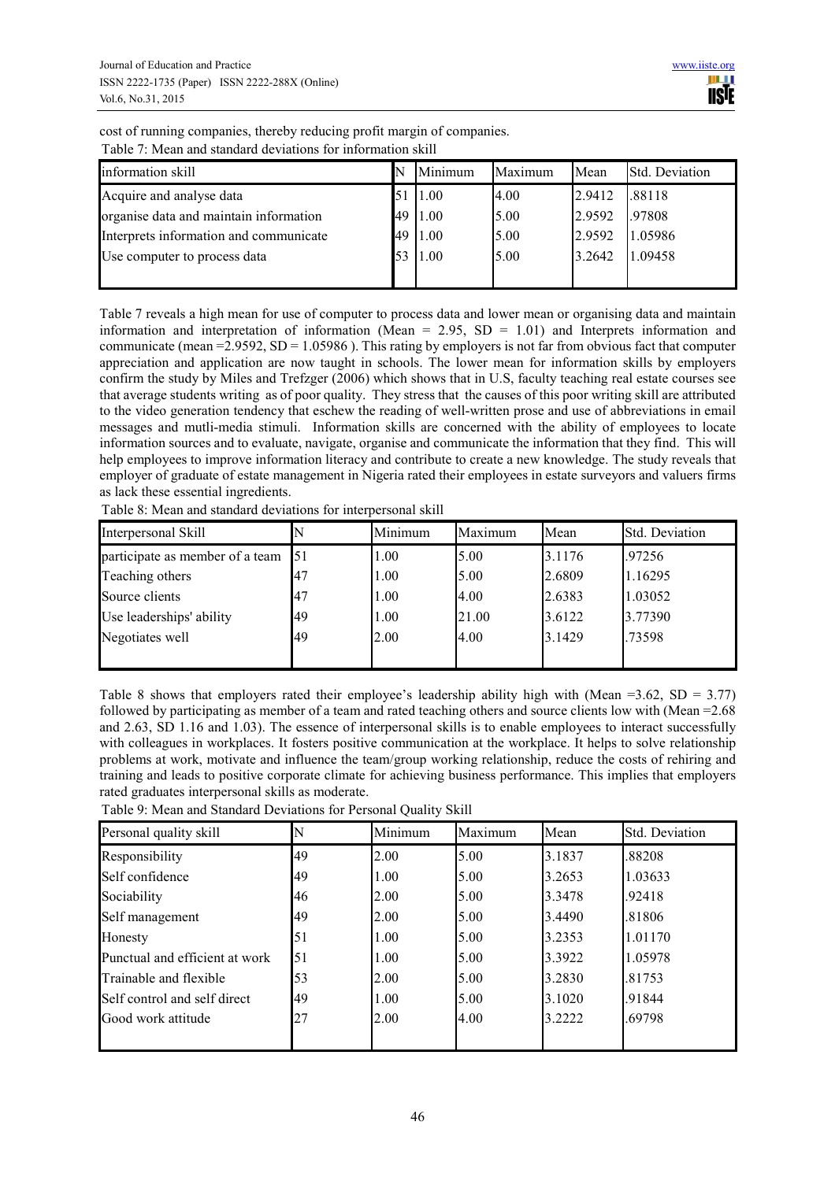cost of running companies, thereby reducing profit margin of companies.

Table 7: Mean and standard deviations for information skill

| information skill | N | Minimum | Maximum | Mean | Std. Deviation |
|---|---|---|---|---|---|
| Acquire and analyse data | 51 | 1.00 | 4.00 | 2.9412 | .88118 |
| organise data and maintain information | 49 | 1.00 | 5.00 | 2.9592 | .97808 |
| Interprets information and communicate | 49 | 1.00 | 5.00 | 2.9592 | 1.05986 |
| Use computer to process data | 53 | 1.00 | 5.00 | 3.2642 | 1.09458 |

Table 7 reveals a high mean for use of computer to process data and lower mean or organising data and maintain information and interpretation of information (Mean = 2.95, SD = 1.01) and Interprets information and communicate (mean =2.9592, SD = 1.05986 ). This rating by employers is not far from obvious fact that computer appreciation and application are now taught in schools. The lower mean for information skills by employers confirm the study by Miles and Trefzger (2006) which shows that in U.S, faculty teaching real estate courses see that average students writing as of poor quality. They stress that the causes of this poor writing skill are attributed to the video generation tendency that eschew the reading of well-written prose and use of abbreviations in email messages and mutli-media stimuli. Information skills are concerned with the ability of employees to locate information sources and to evaluate, navigate, organise and communicate the information that they find. This will help employees to improve information literacy and contribute to create a new knowledge. The study reveals that employer of graduate of estate management in Nigeria rated their employees in estate surveyors and valuers firms as lack these essential ingredients.

Table 8: Mean and standard deviations for interpersonal skill

| Interpersonal Skill | N | Minimum | Maximum | Mean | Std. Deviation |
|---|---|---|---|---|---|
| participate as member of a team | 51 | 1.00 | 5.00 | 3.1176 | .97256 |
| Teaching others | 47 | 1.00 | 5.00 | 2.6809 | 1.16295 |
| Source clients | 47 | 1.00 | 4.00 | 2.6383 | 1.03052 |
| Use leaderships' ability | 49 | 1.00 | 21.00 | 3.6122 | 3.77390 |
| Negotiates well | 49 | 2.00 | 4.00 | 3.1429 | .73598 |

Table 8 shows that employers rated their employee's leadership ability high with (Mean =3.62, SD = 3.77) followed by participating as member of a team and rated teaching others and source clients low with (Mean =2.68 and 2.63, SD 1.16 and 1.03). The essence of interpersonal skills is to enable employees to interact successfully with colleagues in workplaces. It fosters positive communication at the workplace. It helps to solve relationship problems at work, motivate and influence the team/group working relationship, reduce the costs of rehiring and training and leads to positive corporate climate for achieving business performance. This implies that employers rated graduates interpersonal skills as moderate.

Table 9: Mean and Standard Deviations for Personal Quality Skill

| Personal quality skill | N | Minimum | Maximum | Mean | Std. Deviation |
|---|---|---|---|---|---|
| Responsibility | 49 | 2.00 | 5.00 | 3.1837 | .88208 |
| Self confidence | 49 | 1.00 | 5.00 | 3.2653 | 1.03633 |
| Sociability | 46 | 2.00 | 5.00 | 3.3478 | .92418 |
| Self management | 49 | 2.00 | 5.00 | 3.4490 | .81806 |
| Honesty | 51 | 1.00 | 5.00 | 3.2353 | 1.01170 |
| Punctual and efficient at work | 51 | 1.00 | 5.00 | 3.3922 | 1.05978 |
| Trainable and flexible | 53 | 2.00 | 5.00 | 3.2830 | .81753 |
| Self control and self direct | 49 | 1.00 | 5.00 | 3.1020 | .91844 |
| Good work attitude | 27 | 2.00 | 4.00 | 3.2222 | .69798 |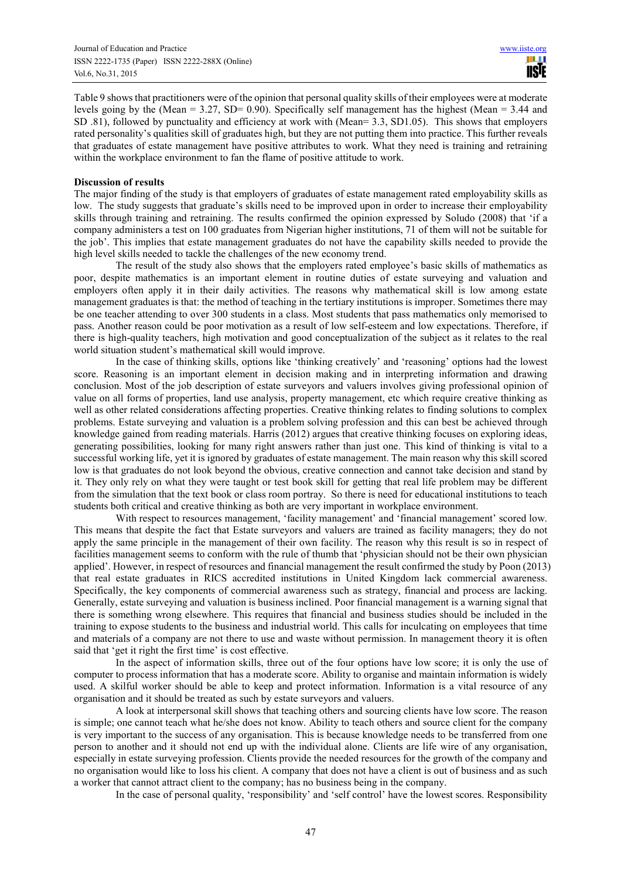Table 9 shows that practitioners were of the opinion that personal quality skills of their employees were at moderate levels going by the (Mean = 3.27, SD= 0.90). Specifically self management has the highest (Mean = 3.44 and SD .81), followed by punctuality and efficiency at work with (Mean= 3.3, SD1.05). This shows that employers rated personality's qualities skill of graduates high, but they are not putting them into practice. This further reveals that graduates of estate management have positive attributes to work. What they need is training and retraining within the workplace environment to fan the flame of positive attitude to work.

**Discussion of results**

The major finding of the study is that employers of graduates of estate management rated employability skills as low. The study suggests that graduate's skills need to be improved upon in order to increase their employability skills through training and retraining. The results confirmed the opinion expressed by Soludo (2008) that 'if a company administers a test on 100 graduates from Nigerian higher institutions, 71 of them will not be suitable for the job'. This implies that estate management graduates do not have the capability skills needed to provide the high level skills needed to tackle the challenges of the new economy trend.

The result of the study also shows that the employers rated employee's basic skills of mathematics as poor, despite mathematics is an important element in routine duties of estate surveying and valuation and employers often apply it in their daily activities. The reasons why mathematical skill is low among estate management graduates is that: the method of teaching in the tertiary institutions is improper. Sometimes there may be one teacher attending to over 300 students in a class. Most students that pass mathematics only memorised to pass. Another reason could be poor motivation as a result of low self-esteem and low expectations. Therefore, if there is high-quality teachers, high motivation and good conceptualization of the subject as it relates to the real world situation student's mathematical skill would improve.

In the case of thinking skills, options like 'thinking creatively' and 'reasoning' options had the lowest score. Reasoning is an important element in decision making and in interpreting information and drawing conclusion. Most of the job description of estate surveyors and valuers involves giving professional opinion of value on all forms of properties, land use analysis, property management, etc which require creative thinking as well as other related considerations affecting properties. Creative thinking relates to finding solutions to complex problems. Estate surveying and valuation is a problem solving profession and this can best be achieved through knowledge gained from reading materials. Harris (2012) argues that creative thinking focuses on exploring ideas, generating possibilities, looking for many right answers rather than just one. This kind of thinking is vital to a successful working life, yet it is ignored by graduates of estate management. The main reason why this skill scored low is that graduates do not look beyond the obvious, creative connection and cannot take decision and stand by it. They only rely on what they were taught or test book skill for getting that real life problem may be different from the simulation that the text book or class room portray. So there is need for educational institutions to teach students both critical and creative thinking as both are very important in workplace environment.

With respect to resources management, 'facility management' and 'financial management' scored low. This means that despite the fact that Estate surveyors and valuers are trained as facility managers; they do not apply the same principle in the management of their own facility. The reason why this result is so in respect of facilities management seems to conform with the rule of thumb that 'physician should not be their own physician applied'. However, in respect of resources and financial management the result confirmed the study by Poon (2013) that real estate graduates in RICS accredited institutions in United Kingdom lack commercial awareness. Specifically, the key components of commercial awareness such as strategy, financial and process are lacking. Generally, estate surveying and valuation is business inclined. Poor financial management is a warning signal that there is something wrong elsewhere. This requires that financial and business studies should be included in the training to expose students to the business and industrial world. This calls for inculcating on employees that time and materials of a company are not there to use and waste without permission. In management theory it is often said that 'get it right the first time' is cost effective.

In the aspect of information skills, three out of the four options have low score; it is only the use of computer to process information that has a moderate score. Ability to organise and maintain information is widely used. A skilful worker should be able to keep and protect information. Information is a vital resource of any organisation and it should be treated as such by estate surveyors and valuers.

A look at interpersonal skill shows that teaching others and sourcing clients have low score. The reason is simple; one cannot teach what he/she does not know. Ability to teach others and source client for the company is very important to the success of any organisation. This is because knowledge needs to be transferred from one person to another and it should not end up with the individual alone. Clients are life wire of any organisation, especially in estate surveying profession. Clients provide the needed resources for the growth of the company and no organisation would like to loss his client. A company that does not have a client is out of business and as such a worker that cannot attract client to the company; has no business being in the company.

In the case of personal quality, 'responsibility' and 'self control' have the lowest scores. Responsibility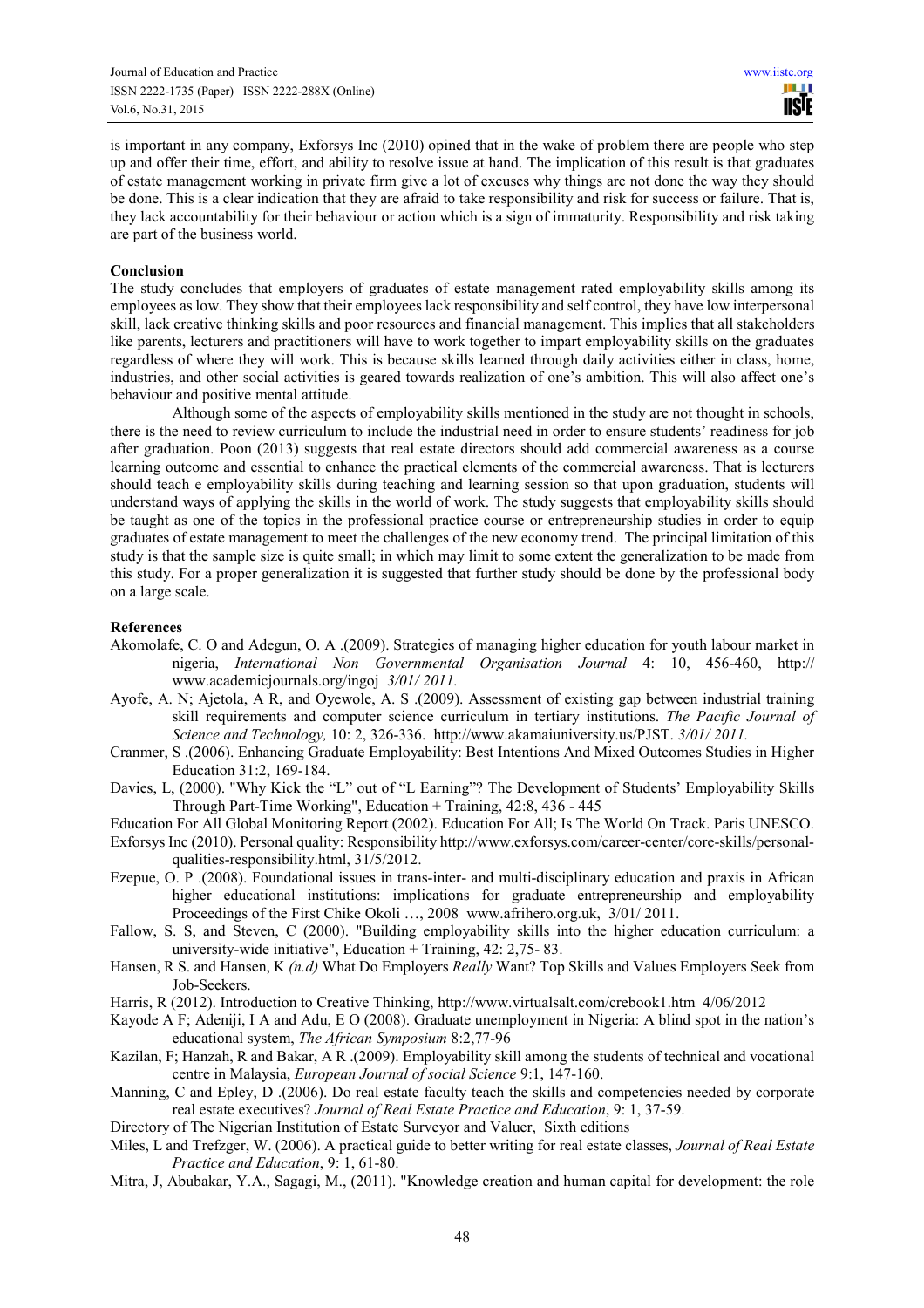is important in any company, Exforsys Inc (2010) opined that in the wake of problem there are people who step up and offer their time, effort, and ability to resolve issue at hand. The implication of this result is that graduates of estate management working in private firm give a lot of excuses why things are not done the way they should be done. This is a clear indication that they are afraid to take responsibility and risk for success or failure. That is, they lack accountability for their behaviour or action which is a sign of immaturity. Responsibility and risk taking are part of the business world.

**Conclusion**

The study concludes that employers of graduates of estate management rated employability skills among its employees as low. They show that their employees lack responsibility and self control, they have low interpersonal skill, lack creative thinking skills and poor resources and financial management. This implies that all stakeholders like parents, lecturers and practitioners will have to work together to impart employability skills on the graduates regardless of where they will work. This is because skills learned through daily activities either in class, home, industries, and other social activities is geared towards realization of one's ambition. This will also affect one's behaviour and positive mental attitude.

Although some of the aspects of employability skills mentioned in the study are not thought in schools, there is the need to review curriculum to include the industrial need in order to ensure students' readiness for job after graduation. Poon (2013) suggests that real estate directors should add commercial awareness as a course learning outcome and essential to enhance the practical elements of the commercial awareness. That is lecturers should teach e employability skills during teaching and learning session so that upon graduation, students will understand ways of applying the skills in the world of work. The study suggests that employability skills should be taught as one of the topics in the professional practice course or entrepreneurship studies in order to equip graduates of estate management to meet the challenges of the new economy trend. The principal limitation of this study is that the sample size is quite small; in which may limit to some extent the generalization to be made from this study. For a proper generalization it is suggested that further study should be done by the professional body on a large scale.

**References**

Akomolafe, C. O and Adegun, O. A .(2009). Strategies of managing higher education for youth labour market in nigeria, *International Non Governmental Organisation Journal* 4: 10, 456-460, http:// www.academicjournals.org/ingoj *3/01/ 2011.*

Ayofe, A. N; Ajetola, A R, and Oyewole, A. S .(2009). Assessment of existing gap between industrial training skill requirements and computer science curriculum in tertiary institutions. *The Pacific Journal of Science and Technology,* 10: 2, 326-336. http://www.akamaiuniversity.us/PJST. *3/01/ 2011.*

Cranmer, S .(2006). Enhancing Graduate Employability: Best Intentions And Mixed Outcomes Studies in Higher Education 31:2, 169-184.

Davies, L, (2000). "Why Kick the "L" out of "L Earning"? The Development of Students' Employability Skills Through Part-Time Working", Education + Training, 42:8, 436 - 445

Education For All Global Monitoring Report (2002). Education For All; Is The World On Track. Paris UNESCO.

Exforsys Inc (2010). Personal quality: Responsibility http://www.exforsys.com/career-center/core-skills/personal-qualities-responsibility.html, 31/5/2012.

Ezepue, O. P .(2008). Foundational issues in trans-inter- and multi-disciplinary education and praxis in African higher educational institutions: implications for graduate entrepreneurship and employability Proceedings of the First Chike Okoli …, 2008 www.afrihero.org.uk, 3/01/ 2011.

Fallow, S. S, and Steven, C (2000). "Building employability skills into the higher education curriculum: a university-wide initiative", Education + Training, 42: 2,75- 83.

Hansen, R S. and Hansen, K *(n.d)* What Do Employers *Really* Want? Top Skills and Values Employers Seek from Job-Seekers.

Harris, R (2012). Introduction to Creative Thinking, http://www.virtualsalt.com/crebook1.htm 4/06/2012

Kayode A F; Adeniji, I A and Adu, E O (2008). Graduate unemployment in Nigeria: A blind spot in the nation's educational system, *The African Symposium* 8:2,77-96

Kazilan, F; Hanzah, R and Bakar, A R .(2009). Employability skill among the students of technical and vocational centre in Malaysia, *European Journal of social Science* 9:1, 147-160.

Manning, C and Epley, D .(2006). Do real estate faculty teach the skills and competencies needed by corporate real estate executives? *Journal of Real Estate Practice and Education*, 9: 1, 37-59.

Directory of The Nigerian Institution of Estate Surveyor and Valuer, Sixth editions

Miles, L and Trefzger, W. (2006). A practical guide to better writing for real estate classes, *Journal of Real Estate Practice and Education*, 9: 1, 61-80.

Mitra, J, Abubakar, Y.A., Sagagi, M., (2011). "Knowledge creation and human capital for development: the role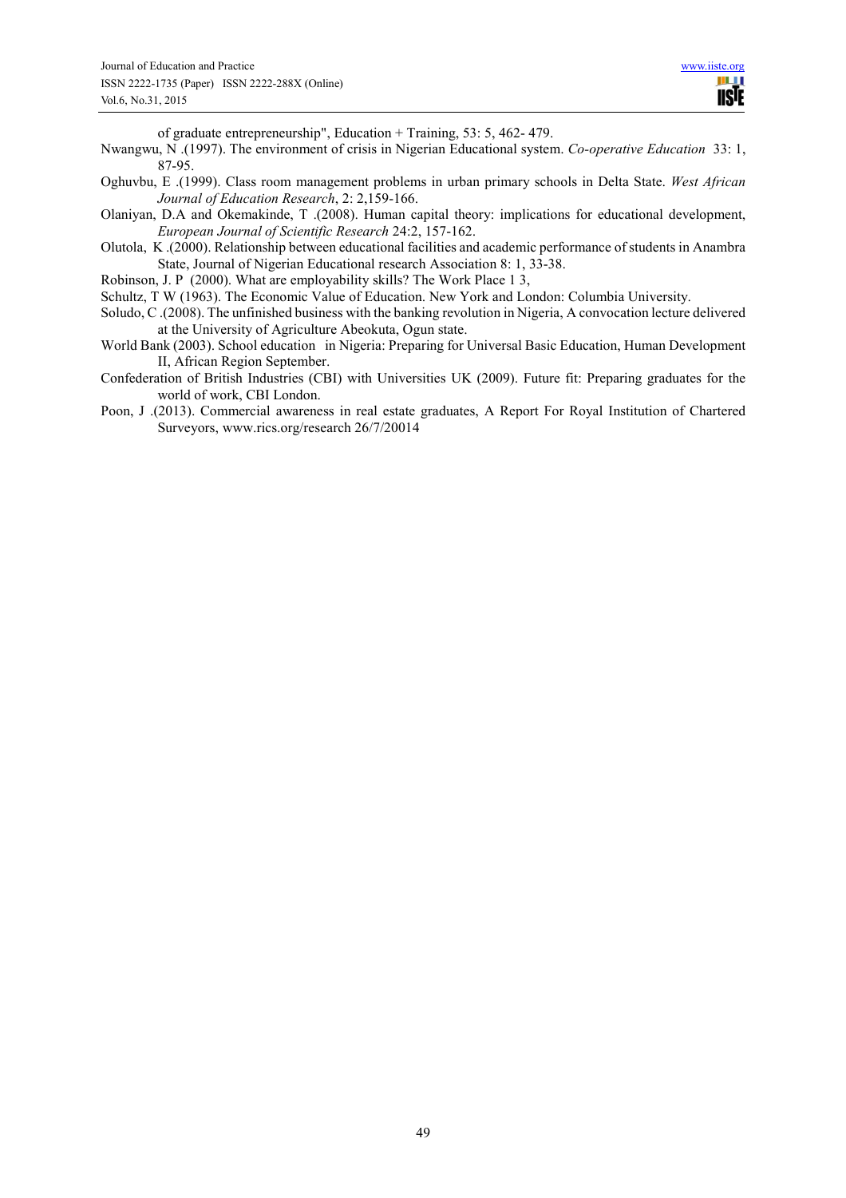of graduate entrepreneurship", Education + Training, 53: 5, 462- 479.

Nwangwu, N .(1997). The environment of crisis in Nigerian Educational system. *Co-operative Education* 33: 1, 87-95.

Oghuvbu, E .(1999). Class room management problems in urban primary schools in Delta State. *West African Journal of Education Research*, 2: 2,159-166.

Olaniyan, D.A and Okemakinde, T .(2008). Human capital theory: implications for educational development, *European Journal of Scientific Research* 24:2, 157-162.

Olutola, K .(2000). Relationship between educational facilities and academic performance of students in Anambra State, Journal of Nigerian Educational research Association 8: 1, 33-38.

Robinson, J. P (2000). What are employability skills? The Work Place 1 3,

Schultz, T W (1963). The Economic Value of Education. New York and London: Columbia University.

Soludo, C .(2008). The unfinished business with the banking revolution in Nigeria, A convocation lecture delivered at the University of Agriculture Abeokuta, Ogun state.

World Bank (2003). School education in Nigeria: Preparing for Universal Basic Education, Human Development II, African Region September.

Confederation of British Industries (CBI) with Universities UK (2009). Future fit: Preparing graduates for the world of work, CBI London.

Poon, J .(2013). Commercial awareness in real estate graduates, A Report For Royal Institution of Chartered Surveyors, www.rics.org/research 26/7/20014